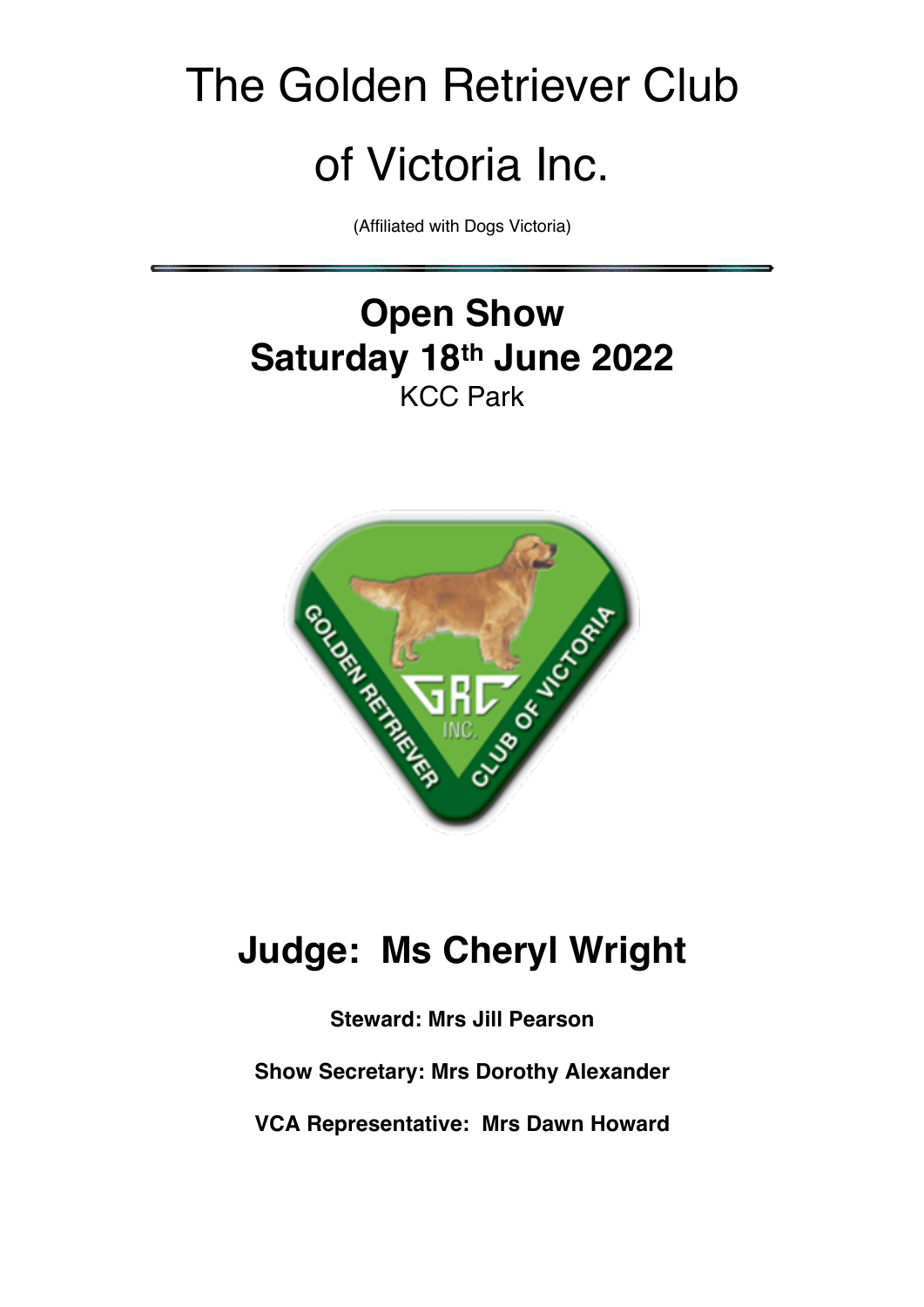# The Golden Retriever Club of Victoria Inc.

(Affiliated with Dogs Victoria)

## Open Show
## Saturday 18th June 2022

KCC Park

## Judge: Ms Cheryl Wright

**Steward: Mrs Jill Pearson**

**Show Secretary: Mrs Dorothy Alexander**

**VCA Representative: Mrs Dawn Howard**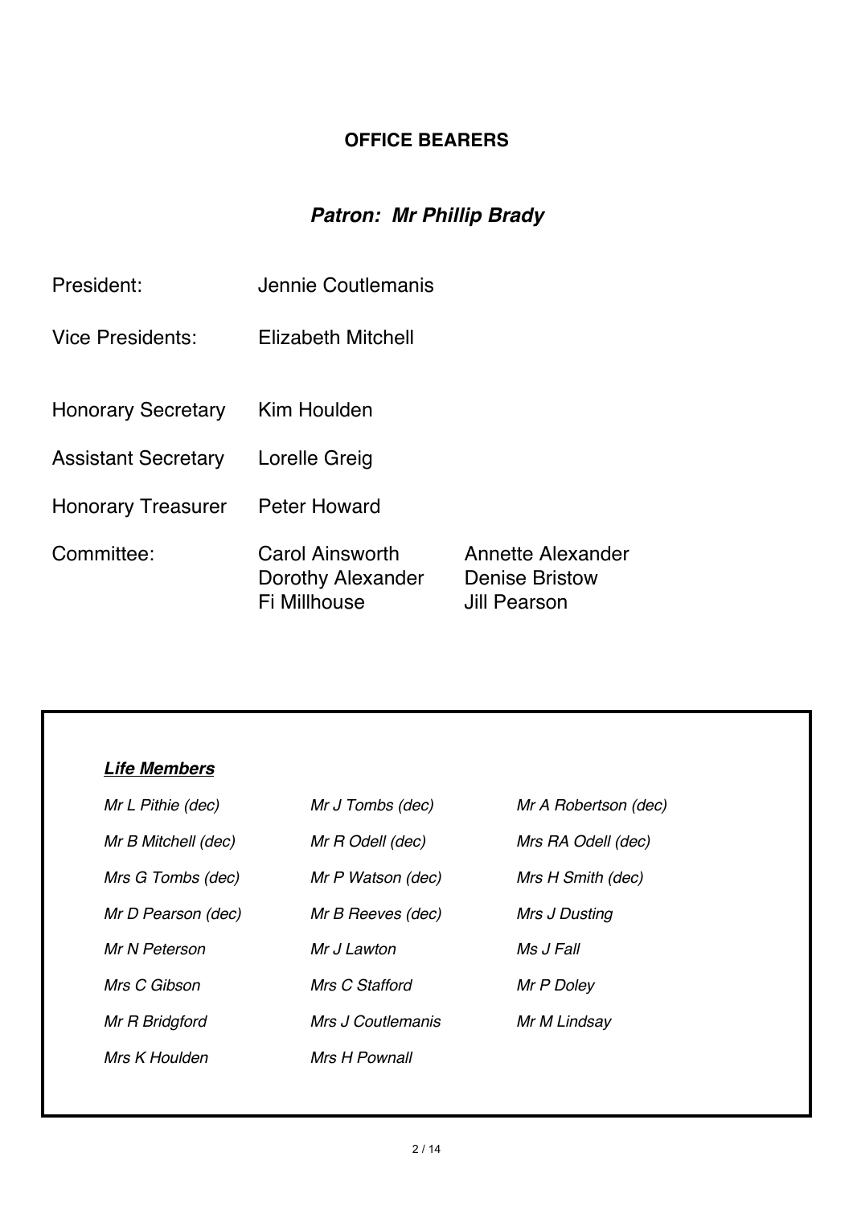## OFFICE BEARERS

### *Patron: Mr Phillip Brady*

| | | |
|---|---|---|
| President: | Jennie Coutlemanis | |
| Vice Presidents: | Elizabeth Mitchell | |
| Honorary Secretary | Kim Houlden | |
| Assistant Secretary | Lorelle Greig | |
| Honorary Treasurer | Peter Howard | |
| Committee: | Carol Ainsworth<br>Dorothy Alexander<br>Fi Millhouse | Annette Alexander<br>Denise Bristow<br>Jill Pearson |

***Life Members***

| | | |
|---|---|---|
| *Mr L Pithie (dec)* | *Mr J Tombs (dec)* | *Mr A Robertson (dec)* |
| *Mr B Mitchell (dec)* | *Mr R Odell (dec)* | *Mrs RA Odell (dec)* |
| *Mrs G Tombs (dec)* | *Mr P Watson (dec)* | *Mrs H Smith (dec)* |
| *Mr D Pearson (dec)* | *Mr B Reeves (dec)* | *Mrs J Dusting* |
| *Mr N Peterson* | *Mr J Lawton* | *Ms J Fall* |
| *Mrs C Gibson* | *Mrs C Stafford* | *Mr P Doley* |
| *Mr R Bridgford* | *Mrs J Coutlemanis* | *Mr M Lindsay* |
| *Mrs K Houlden* | *Mrs H Pownall* | |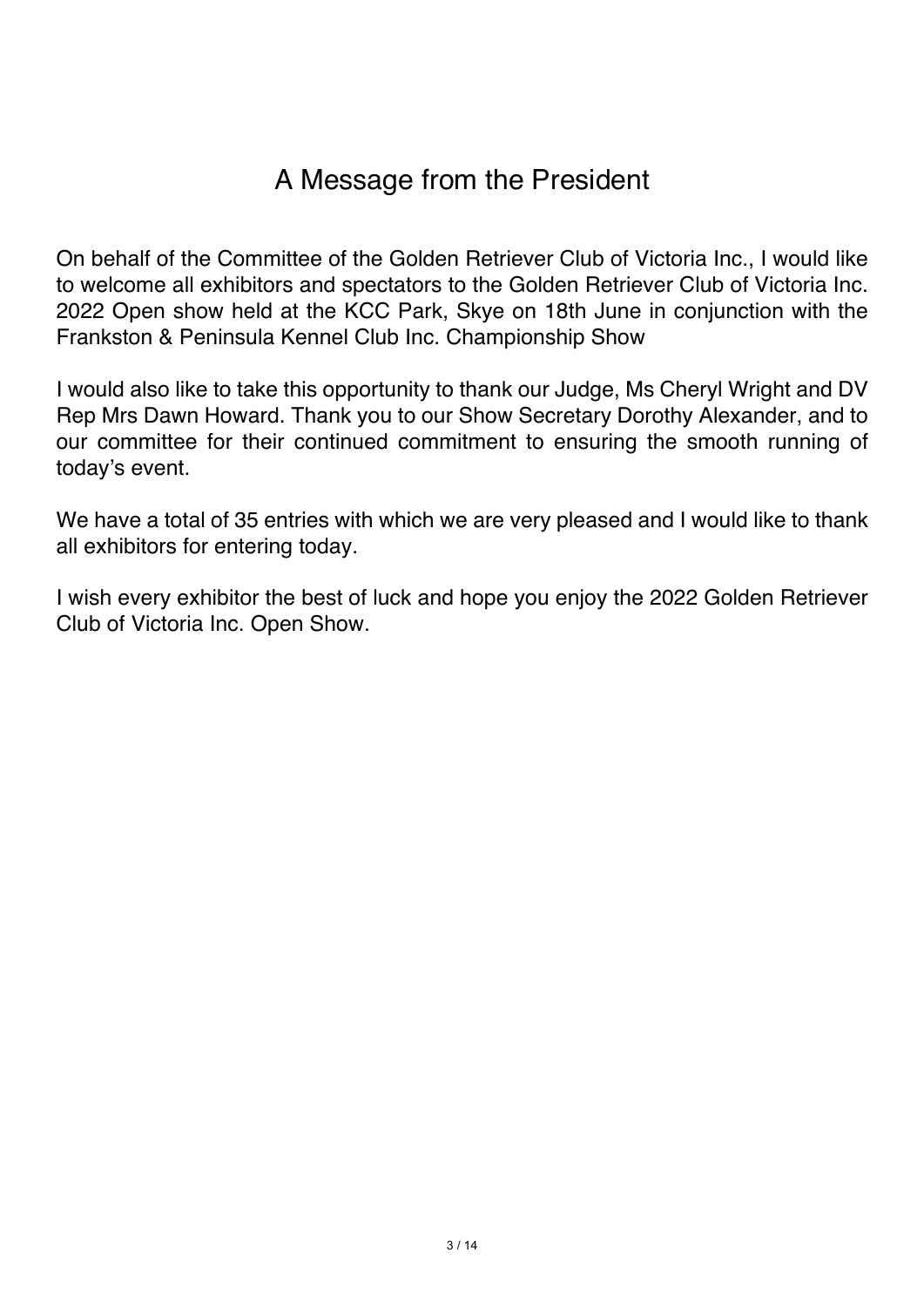# A Message from the President

On behalf of the Committee of the Golden Retriever Club of Victoria Inc., I would like to welcome all exhibitors and spectators to the Golden Retriever Club of Victoria Inc. 2022 Open show held at the KCC Park, Skye on 18th June in conjunction with the Frankston & Peninsula Kennel Club Inc. Championship Show

I would also like to take this opportunity to thank our Judge, Ms Cheryl Wright and DV Rep Mrs Dawn Howard. Thank you to our Show Secretary Dorothy Alexander, and to our committee for their continued commitment to ensuring the smooth running of today's event.

We have a total of 35 entries with which we are very pleased and I would like to thank all exhibitors for entering today.

I wish every exhibitor the best of luck and hope you enjoy the 2022 Golden Retriever Club of Victoria Inc. Open Show.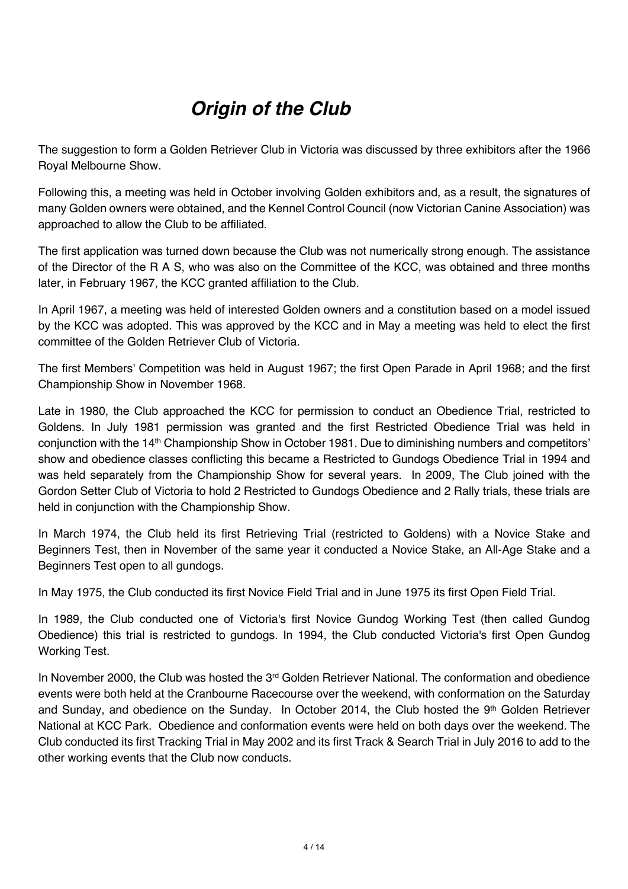# *Origin of the Club*

The suggestion to form a Golden Retriever Club in Victoria was discussed by three exhibitors after the 1966 Royal Melbourne Show.

Following this, a meeting was held in October involving Golden exhibitors and, as a result, the signatures of many Golden owners were obtained, and the Kennel Control Council (now Victorian Canine Association) was approached to allow the Club to be affiliated.

The first application was turned down because the Club was not numerically strong enough. The assistance of the Director of the R A S, who was also on the Committee of the KCC, was obtained and three months later, in February 1967, the KCC granted affiliation to the Club.

In April 1967, a meeting was held of interested Golden owners and a constitution based on a model issued by the KCC was adopted. This was approved by the KCC and in May a meeting was held to elect the first committee of the Golden Retriever Club of Victoria.

The first Members' Competition was held in August 1967; the first Open Parade in April 1968; and the first Championship Show in November 1968.

Late in 1980, the Club approached the KCC for permission to conduct an Obedience Trial, restricted to Goldens. In July 1981 permission was granted and the first Restricted Obedience Trial was held in conjunction with the 14th Championship Show in October 1981. Due to diminishing numbers and competitors' show and obedience classes conflicting this became a Restricted to Gundogs Obedience Trial in 1994 and was held separately from the Championship Show for several years. In 2009, The Club joined with the Gordon Setter Club of Victoria to hold 2 Restricted to Gundogs Obedience and 2 Rally trials, these trials are held in conjunction with the Championship Show.

In March 1974, the Club held its first Retrieving Trial (restricted to Goldens) with a Novice Stake and Beginners Test, then in November of the same year it conducted a Novice Stake, an All-Age Stake and a Beginners Test open to all gundogs.

In May 1975, the Club conducted its first Novice Field Trial and in June 1975 its first Open Field Trial.

In 1989, the Club conducted one of Victoria's first Novice Gundog Working Test (then called Gundog Obedience) this trial is restricted to gundogs. In 1994, the Club conducted Victoria's first Open Gundog Working Test.

In November 2000, the Club was hosted the 3rd Golden Retriever National. The conformation and obedience events were both held at the Cranbourne Racecourse over the weekend, with conformation on the Saturday and Sunday, and obedience on the Sunday. In October 2014, the Club hosted the 9th Golden Retriever National at KCC Park. Obedience and conformation events were held on both days over the weekend. The Club conducted its first Tracking Trial in May 2002 and its first Track & Search Trial in July 2016 to add to the other working events that the Club now conducts.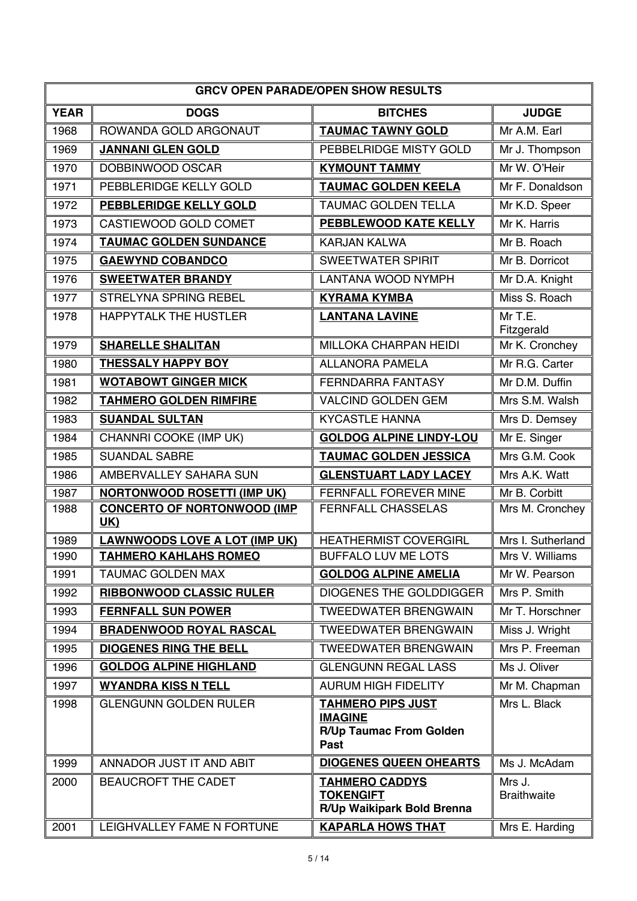| GRCV OPEN PARADE/OPEN SHOW RESULTS | | | |
|---|---|---|---|
| **YEAR** | **DOGS** | **BITCHES** | **JUDGE** |
| 1968 | ROWANDA GOLD ARGONAUT | **TAUMAC TAWNY GOLD** | Mr A.M. Earl |
| 1969 | **JANNANI GLEN GOLD** | PEBBELRIDGE MISTY GOLD | Mr J. Thompson |
| 1970 | DOBBINWOOD OSCAR | **KYMOUNT TAMMY** | Mr W. O'Heir |
| 1971 | PEBBLERIDGE KELLY GOLD | **TAUMAC GOLDEN KEELA** | Mr F. Donaldson |
| 1972 | **PEBBLERIDGE KELLY GOLD** | TAUMAC GOLDEN TELLA | Mr K.D. Speer |
| 1973 | CASTIEWOOD GOLD COMET | **PEBBLEWOOD KATE KELLY** | Mr K. Harris |
| 1974 | **TAUMAC GOLDEN SUNDANCE** | KARJAN KALWA | Mr B. Roach |
| 1975 | **GAEWYND COBANDCO** | SWEETWATER SPIRIT | Mr B. Dorricot |
| 1976 | **SWEETWATER BRANDY** | LANTANA WOOD NYMPH | Mr D.A. Knight |
| 1977 | STRELYNA SPRING REBEL | **KYRAMA KYMBA** | Miss S. Roach |
| 1978 | HAPPYTALK THE HUSTLER | **LANTANA LAVINE** | Mr T.E. Fitzgerald |
| 1979 | **SHARELLE SHALITAN** | MILLOKA CHARPAN HEIDI | Mr K. Cronchey |
| 1980 | **THESSALY HAPPY BOY** | ALLANORA PAMELA | Mr R.G. Carter |
| 1981 | **WOTABOWT GINGER MICK** | FERNDARRA FANTASY | Mr D.M. Duffin |
| 1982 | **TAHMERO GOLDEN RIMFIRE** | VALCIND GOLDEN GEM | Mrs S.M. Walsh |
| 1983 | **SUANDAL SULTAN** | KYCASTLE HANNA | Mrs D. Demsey |
| 1984 | CHANNRI COOKE (IMP UK) | **GOLDOG ALPINE LINDY-LOU** | Mr E. Singer |
| 1985 | SUANDAL SABRE | **TAUMAC GOLDEN JESSICA** | Mrs G.M. Cook |
| 1986 | AMBERVALLEY SAHARA SUN | **GLENSTUART LADY LACEY** | Mrs A.K. Watt |
| 1987 | **NORTONWOOD ROSETTI (IMP UK)** | FERNFALL FOREVER MINE | Mr B. Corbitt |
| 1988 | **CONCERTO OF NORTONWOOD (IMP UK)** | FERNFALL CHASSELAS | Mrs M. Cronchey |
| 1989 | **LAWNWOODS LOVE A LOT (IMP UK)** | HEATHERMIST COVERGIRL | Mrs I. Sutherland |
| 1990 | **TAHMERO KAHLAHS ROMEO** | BUFFALO LUV ME LOTS | Mrs V. Williams |
| 1991 | TAUMAC GOLDEN MAX | **GOLDOG ALPINE AMELIA** | Mr W. Pearson |
| 1992 | **RIBBONWOOD CLASSIC RULER** | DIOGENES THE GOLDDIGGER | Mrs P. Smith |
| 1993 | **FERNFALL SUN POWER** | TWEEDWATER BRENGWAIN | Mr T. Horschner |
| 1994 | **BRADENWOOD ROYAL RASCAL** | TWEEDWATER BRENGWAIN | Miss J. Wright |
| 1995 | **DIOGENES RING THE BELL** | TWEEDWATER BRENGWAIN | Mrs P. Freeman |
| 1996 | **GOLDOG ALPINE HIGHLAND** | GLENGUNN REGAL LASS | Ms J. Oliver |
| 1997 | **WYANDRA KISS N TELL** | AURUM HIGH FIDELITY | Mr M. Chapman |
| 1998 | GLENGUNN GOLDEN RULER | **TAHMERO PIPS JUST IMAGINE** **R/Up Taumac From Golden Past** | Mrs L. Black |
| 1999 | ANNADOR JUST IT AND ABIT | **DIOGENES QUEEN OHEARTS** | Ms J. McAdam |
| 2000 | BEAUCROFT THE CADET | **TAHMERO CADDYS TOKENGIFT** **R/Up Waikipark Bold Brenna** | Mrs J. Braithwaite |
| 2001 | LEIGHVALLEY FAME N FORTUNE | **KAPARLA HOWS THAT** | Mrs E. Harding |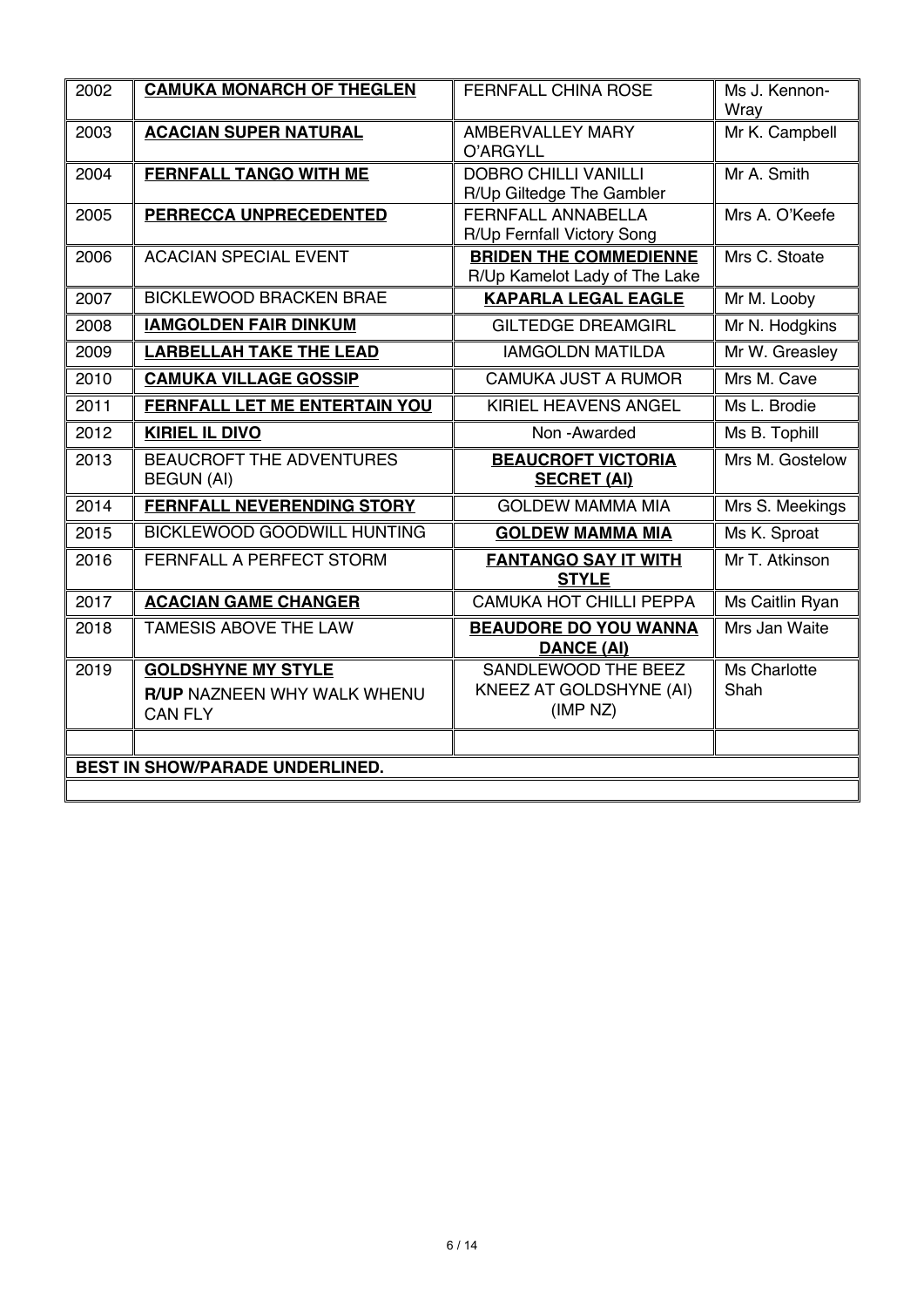| 2002 | **CAMUKA MONARCH OF THEGLEN** | FERNFALL CHINA ROSE | Ms J. Kennon-Wray |
|---|---|---|---|
| 2003 | **ACACIAN SUPER NATURAL** | AMBERVALLEY MARY O'ARGYLL | Mr K. Campbell |
| 2004 | **FERNFALL TANGO WITH ME** | DOBRO CHILLI VANILLI<br>R/Up Giltedge The Gambler | Mr A. Smith |
| 2005 | **PERRECCA UNPRECEDENTED** | FERNFALL ANNABELLA<br>R/Up Fernfall Victory Song | Mrs A. O'Keefe |
| 2006 | ACACIAN SPECIAL EVENT | **BRIDEN THE COMMEDIENNE**<br>R/Up Kamelot Lady of The Lake | Mrs C. Stoate |
| 2007 | BICKLEWOOD BRACKEN BRAE | **KAPARLA LEGAL EAGLE** | Mr M. Looby |
| 2008 | **IAMGOLDEN FAIR DINKUM** | GILTEDGE DREAMGIRL | Mr N. Hodgkins |
| 2009 | **LARBELLAH TAKE THE LEAD** | IAMGOLDN MATILDA | Mr W. Greasley |
| 2010 | **CAMUKA VILLAGE GOSSIP** | CAMUKA JUST A RUMOR | Mrs M. Cave |
| 2011 | **FERNFALL LET ME ENTERTAIN YOU** | KIRIEL HEAVENS ANGEL | Ms L. Brodie |
| 2012 | **KIRIEL IL DIVO** | Non -Awarded | Ms B. Tophill |
| 2013 | BEAUCROFT THE ADVENTURES BEGUN (AI) | **BEAUCROFT VICTORIA SECRET (AI)** | Mrs M. Gostelow |
| 2014 | **FERNFALL NEVERENDING STORY** | GOLDEW MAMMA MIA | Mrs S. Meekings |
| 2015 | BICKLEWOOD GOODWILL HUNTING | **GOLDEW MAMMA MIA** | Ms K. Sproat |
| 2016 | FERNFALL A PERFECT STORM | **FANTANGO SAY IT WITH STYLE** | Mr T. Atkinson |
| 2017 | **ACACIAN GAME CHANGER** | CAMUKA HOT CHILLI PEPPA | Ms Caitlin Ryan |
| 2018 | TAMESIS ABOVE THE LAW | **BEAUDORE DO YOU WANNA DANCE (AI)** | Mrs Jan Waite |
| 2019 | **GOLDSHYNE MY STYLE**<br>**R/UP** NAZNEEN WHY WALK WHENU CAN FLY | SANDLEWOOD THE BEEZ KNEEZ AT GOLDSHYNE (AI) (IMP NZ) | Ms Charlotte Shah |
| | | | |

**BEST IN SHOW/PARADE UNDERLINED.**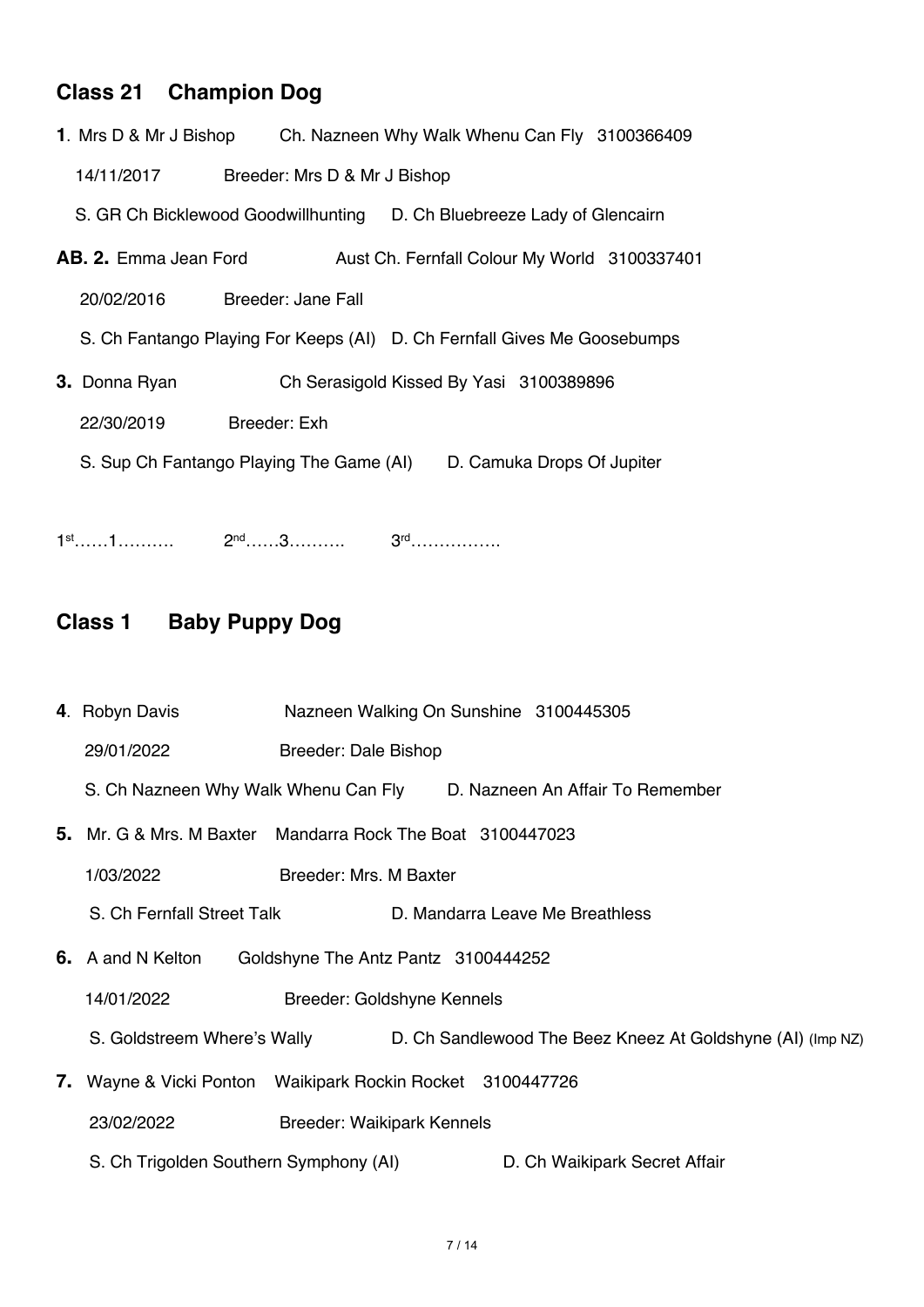## Class 21 Champion Dog

**1**. Mrs D & Mr J Bishop Ch. Nazneen Why Walk Whenu Can Fly 3100366409

14/11/2017 Breeder: Mrs D & Mr J Bishop

S. GR Ch Bicklewood Goodwillhunting D. Ch Bluebreeze Lady of Glencairn

**AB. 2.** Emma Jean Ford Aust Ch. Fernfall Colour My World 3100337401

20/02/2016 Breeder: Jane Fall

S. Ch Fantango Playing For Keeps (AI) D. Ch Fernfall Gives Me Goosebumps

**3.** Donna Ryan Ch Serasigold Kissed By Yasi 3100389896

22/30/2019 Breeder: Exh

S. Sup Ch Fantango Playing The Game (AI) D. Camuka Drops Of Jupiter

1st……1………. 2nd……3………. 3rd…………….

## Class 1 Baby Puppy Dog

**4**. Robyn Davis Nazneen Walking On Sunshine 3100445305

29/01/2022 Breeder: Dale Bishop

S. Ch Nazneen Why Walk Whenu Can Fly D. Nazneen An Affair To Remember

**5.** Mr. G & Mrs. M Baxter Mandarra Rock The Boat 3100447023

1/03/2022 Breeder: Mrs. M Baxter

S. Ch Fernfall Street Talk D. Mandarra Leave Me Breathless

**6.** A and N Kelton Goldshyne The Antz Pantz 3100444252

14/01/2022 Breeder: Goldshyne Kennels

S. Goldstreem Where's Wally D. Ch Sandlewood The Beez Kneez At Goldshyne (AI) (Imp NZ)

**7.** Wayne & Vicki Ponton Waikipark Rockin Rocket 3100447726

23/02/2022 Breeder: Waikipark Kennels

S. Ch Trigolden Southern Symphony (AI) D. Ch Waikipark Secret Affair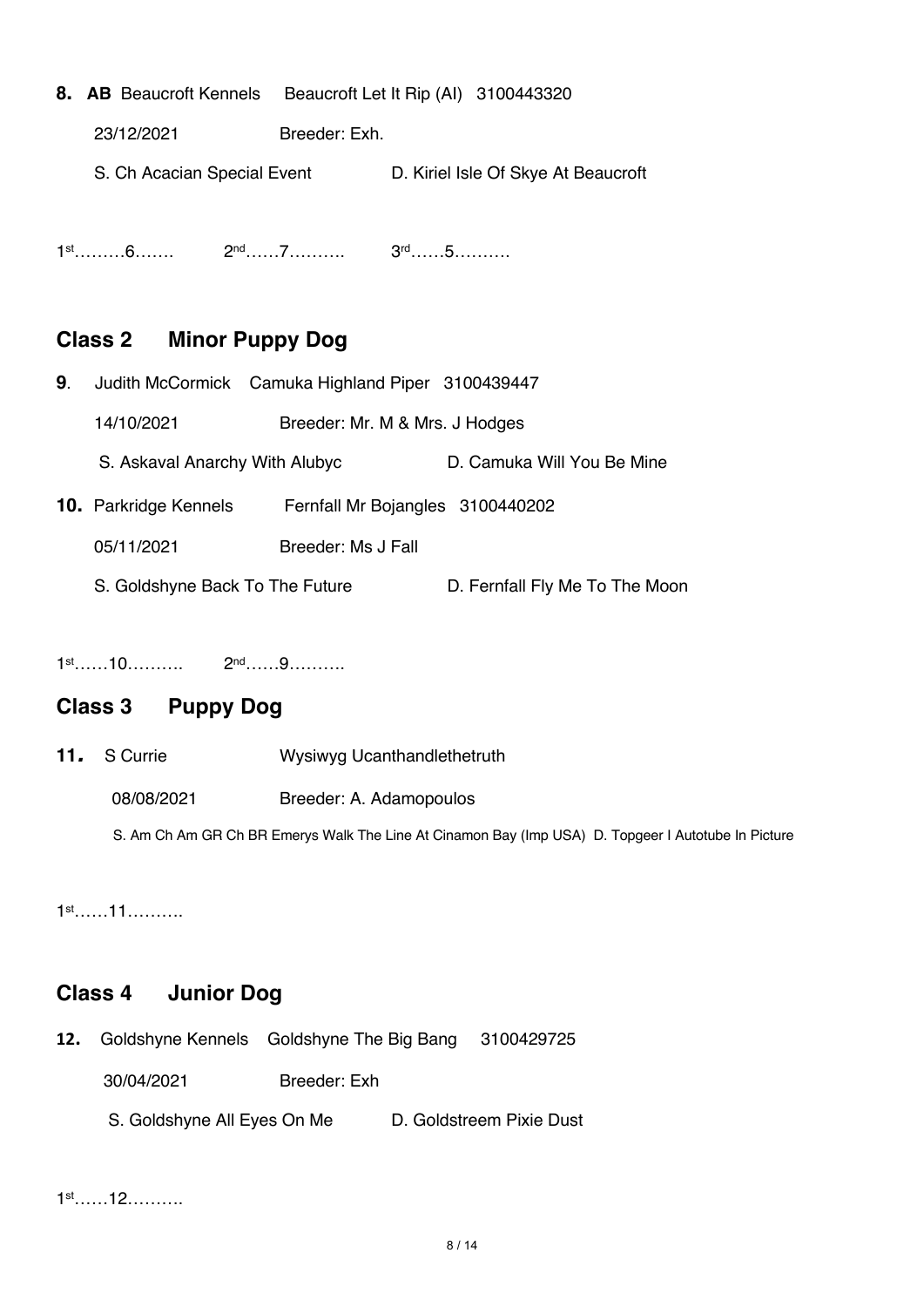**8.** **AB** Beaucroft Kennels Beaucroft Let It Rip (AI) 3100443320

23/12/2021 Breeder: Exh.

S. Ch Acacian Special Event D. Kiriel Isle Of Skye At Beaucroft

1st………6……. 2nd……7………. 3rd……5……….

## Class 2 Minor Puppy Dog

**9**. Judith McCormick Camuka Highland Piper 3100439447

14/10/2021 Breeder: Mr. M & Mrs. J Hodges

S. Askaval Anarchy With Alubyc D. Camuka Will You Be Mine

**10.** Parkridge Kennels Fernfall Mr Bojangles 3100440202

05/11/2021 Breeder: Ms J Fall

S. Goldshyne Back To The Future D. Fernfall Fly Me To The Moon

1st……10………. 2nd……9……….

## Class 3 Puppy Dog

**11.** S Currie Wysiwyg Ucanthandlethetruth

08/08/2021 Breeder: A. Adamopoulos

S. Am Ch Am GR Ch BR Emerys Walk The Line At Cinamon Bay (Imp USA) D. Topgeer I Autotube In Picture

1st……11……….

## Class 4 Junior Dog

**12.** Goldshyne Kennels Goldshyne The Big Bang 3100429725

30/04/2021 Breeder: Exh

S. Goldshyne All Eyes On Me D. Goldstreem Pixie Dust

1st……12……….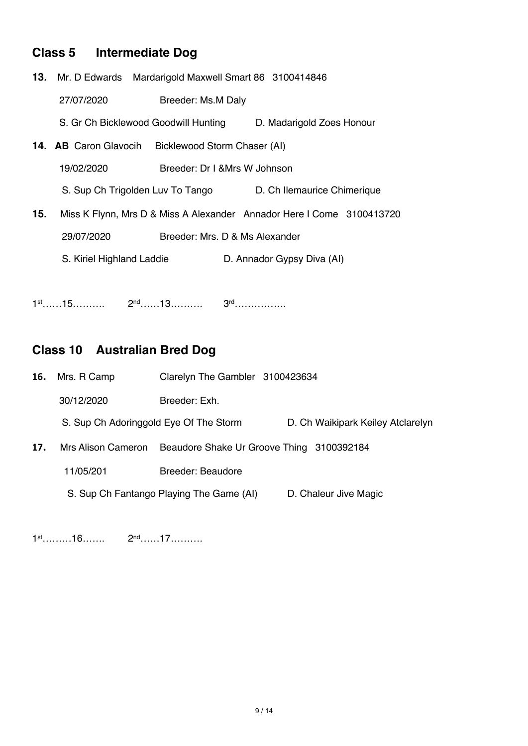## Class 5 Intermediate Dog

**13.** Mr. D Edwards  Mardarigold Maxwell Smart 86  3100414846

27/07/2020  Breeder: Ms.M Daly

S. Gr Ch Bicklewood Goodwill Hunting  D. Madarigold Zoes Honour

**14. AB** Caron Glavocih  Bicklewood Storm Chaser (AI)

19/02/2020  Breeder: Dr I &Mrs W Johnson

S. Sup Ch Trigolden Luv To Tango  D. Ch Ilemaurice Chimerique

**15.** Miss K Flynn, Mrs D & Miss A Alexander  Annador Here I Come  3100413720

29/07/2020  Breeder: Mrs. D & Ms Alexander

S. Kiriel Highland Laddie  D. Annador Gypsy Diva (AI)

1st……15……….  2nd……13……….  3rd…………….

## Class 10 Australian Bred Dog

**16.** Mrs. R Camp  Clarelyn The Gambler  3100423634

30/12/2020  Breeder: Exh.

S. Sup Ch Adoringgold Eye Of The Storm  D. Ch Waikipark Keiley Atclarelyn

**17.** Mrs Alison Cameron  Beaudore Shake Ur Groove Thing  3100392184

11/05/201  Breeder: Beaudore

S. Sup Ch Fantango Playing The Game (AI)  D. Chaleur Jive Magic

1st………16…….  2nd……17……….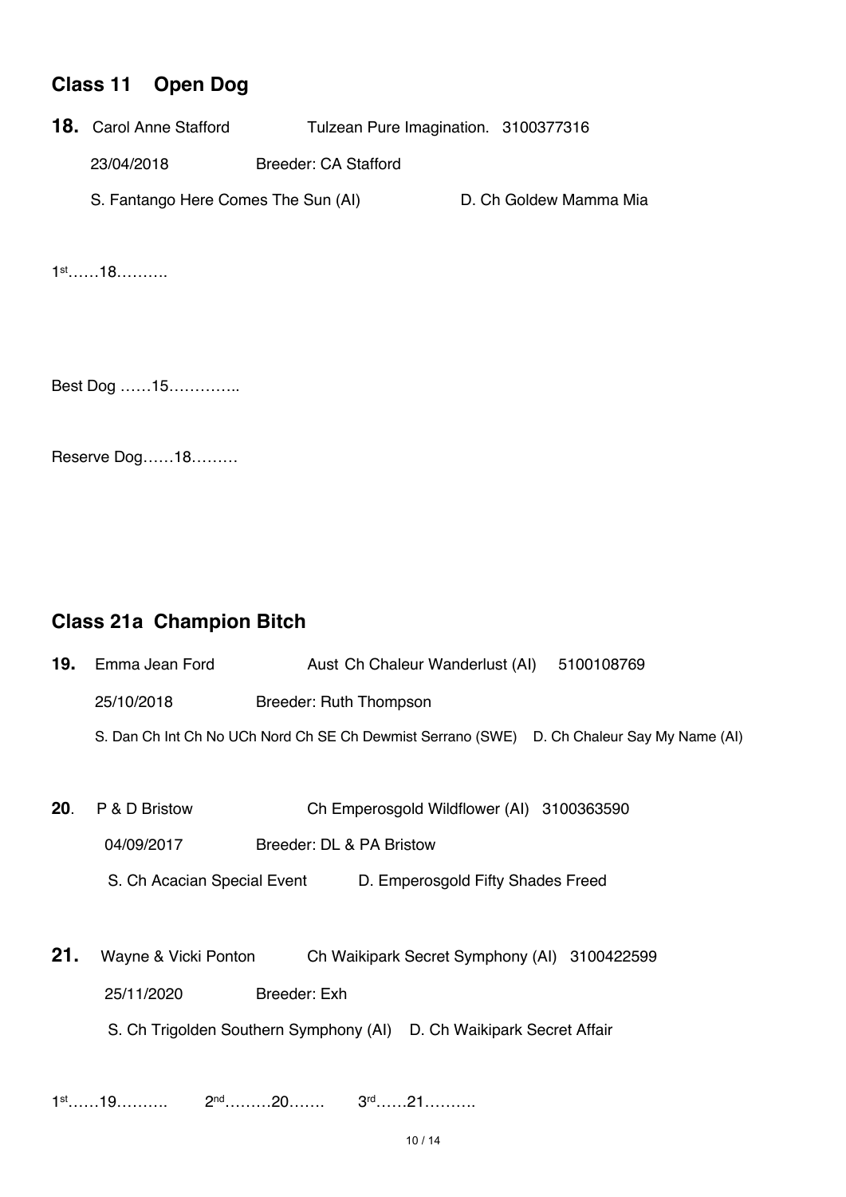## Class 11 Open Dog

**18.** Carol Anne Stafford Tulzean Pure Imagination. 3100377316

23/04/2018 Breeder: CA Stafford

S. Fantango Here Comes The Sun (AI) D. Ch Goldew Mamma Mia

1st……18……….

Best Dog ……15…………..

Reserve Dog……18………

## Class 21a Champion Bitch

**19.** Emma Jean Ford Aust Ch Chaleur Wanderlust (AI) 5100108769

25/10/2018 Breeder: Ruth Thompson

S. Dan Ch Int Ch No UCh Nord Ch SE Ch Dewmist Serrano (SWE) D. Ch Chaleur Say My Name (AI)

**20**. P & D Bristow Ch Emperosgold Wildflower (AI) 3100363590

04/09/2017 Breeder: DL & PA Bristow

S. Ch Acacian Special Event D. Emperosgold Fifty Shades Freed

**21.** Wayne & Vicki Ponton Ch Waikipark Secret Symphony (AI) 3100422599

25/11/2020 Breeder: Exh

S. Ch Trigolden Southern Symphony (AI) D. Ch Waikipark Secret Affair

1st……19………. 2nd………20……. 3rd……21……….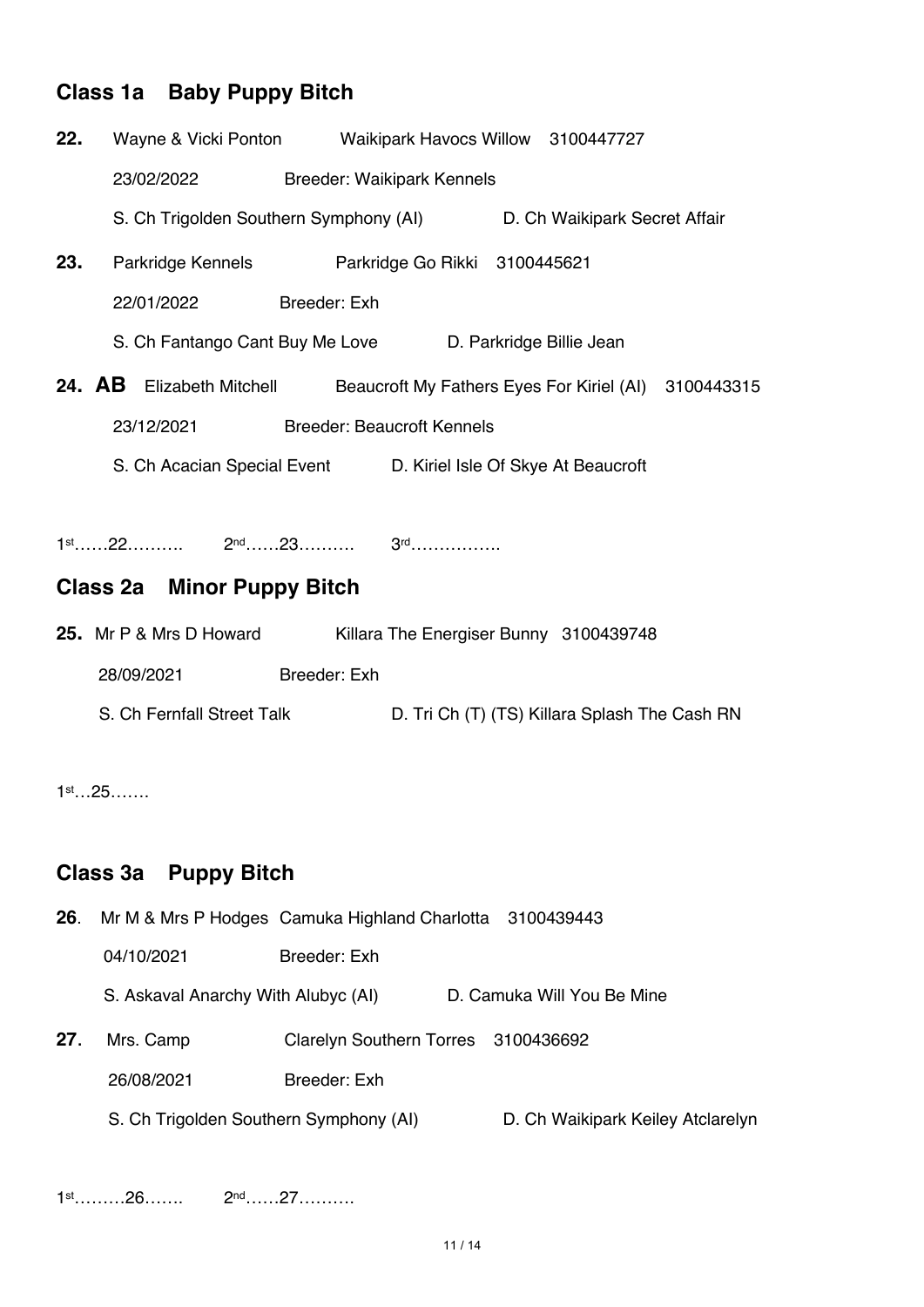## Class 1a Baby Puppy Bitch

**22.** Wayne & Vicki Ponton Waikipark Havocs Willow 3100447727

23/02/2022 Breeder: Waikipark Kennels

S. Ch Trigolden Southern Symphony (AI) D. Ch Waikipark Secret Affair

**23.** Parkridge Kennels Parkridge Go Rikki 3100445621

22/01/2022 Breeder: Exh

S. Ch Fantango Cant Buy Me Love D. Parkridge Billie Jean

**24. AB** Elizabeth Mitchell Beaucroft My Fathers Eyes For Kiriel (AI) 3100443315

23/12/2021 Breeder: Beaucroft Kennels

S. Ch Acacian Special Event D. Kiriel Isle Of Skye At Beaucroft

1st……22………. 2nd……23………. 3rd…………….

## Class 2a Minor Puppy Bitch

**25.** Mr P & Mrs D Howard Killara The Energiser Bunny 3100439748

28/09/2021 Breeder: Exh

S. Ch Fernfall Street Talk D. Tri Ch (T) (TS) Killara Splash The Cash RN

1st…25…….

## Class 3a Puppy Bitch

**26**. Mr M & Mrs P Hodges Camuka Highland Charlotta 3100439443

04/10/2021 Breeder: Exh

S. Askaval Anarchy With Alubyc (AI) D. Camuka Will You Be Mine

**27.** Mrs. Camp Clarelyn Southern Torres 3100436692

26/08/2021 Breeder: Exh

S. Ch Trigolden Southern Symphony (AI) D. Ch Waikipark Keiley Atclarelyn

1st………26……. 2nd……27……….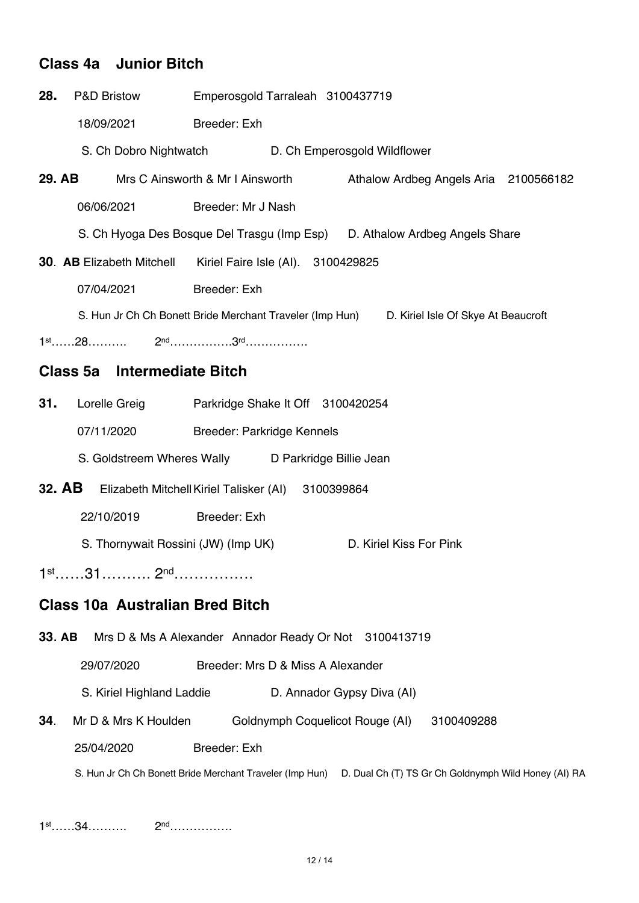## Class 4a Junior Bitch

**28.** P&D Bristow Emperosgold Tarraleah 3100437719

18/09/2021 Breeder: Exh

S. Ch Dobro Nightwatch D. Ch Emperosgold Wildflower

**29. AB** Mrs C Ainsworth & Mr I Ainsworth Athalow Ardbeg Angels Aria 2100566182

06/06/2021 Breeder: Mr J Nash

S. Ch Hyoga Des Bosque Del Trasgu (Imp Esp) D. Athalow Ardbeg Angels Share

**30**. **AB** Elizabeth Mitchell Kiriel Faire Isle (AI). 3100429825

07/04/2021 Breeder: Exh

S. Hun Jr Ch Ch Bonett Bride Merchant Traveler (Imp Hun) D. Kiriel Isle Of Skye At Beaucroft

1st……28………. 2nd…………….3rd…………….

## Class 5a Intermediate Bitch

**31.** Lorelle Greig Parkridge Shake It Off 3100420254

07/11/2020 Breeder: Parkridge Kennels

S. Goldstreem Wheres Wally D Parkridge Billie Jean

**32. AB** Elizabeth Mitchell Kiriel Talisker (AI) 3100399864

22/10/2019 Breeder: Exh

S. Thornywait Rossini (JW) (Imp UK) D. Kiriel Kiss For Pink

1st……31………. 2nd…………….

## Class 10a Australian Bred Bitch

**33**. **AB** Mrs D & Ms A Alexander Annador Ready Or Not 3100413719

29/07/2020 Breeder: Mrs D & Miss A Alexander

S. Kiriel Highland Laddie D. Annador Gypsy Diva (AI)

**34**. Mr D & Mrs K Houlden Goldnymph Coquelicot Rouge (AI) 3100409288

25/04/2020 Breeder: Exh

S. Hun Jr Ch Ch Bonett Bride Merchant Traveler (Imp Hun) D. Dual Ch (T) TS Gr Ch Goldnymph Wild Honey (AI) RA

1st……34………. 2nd…………….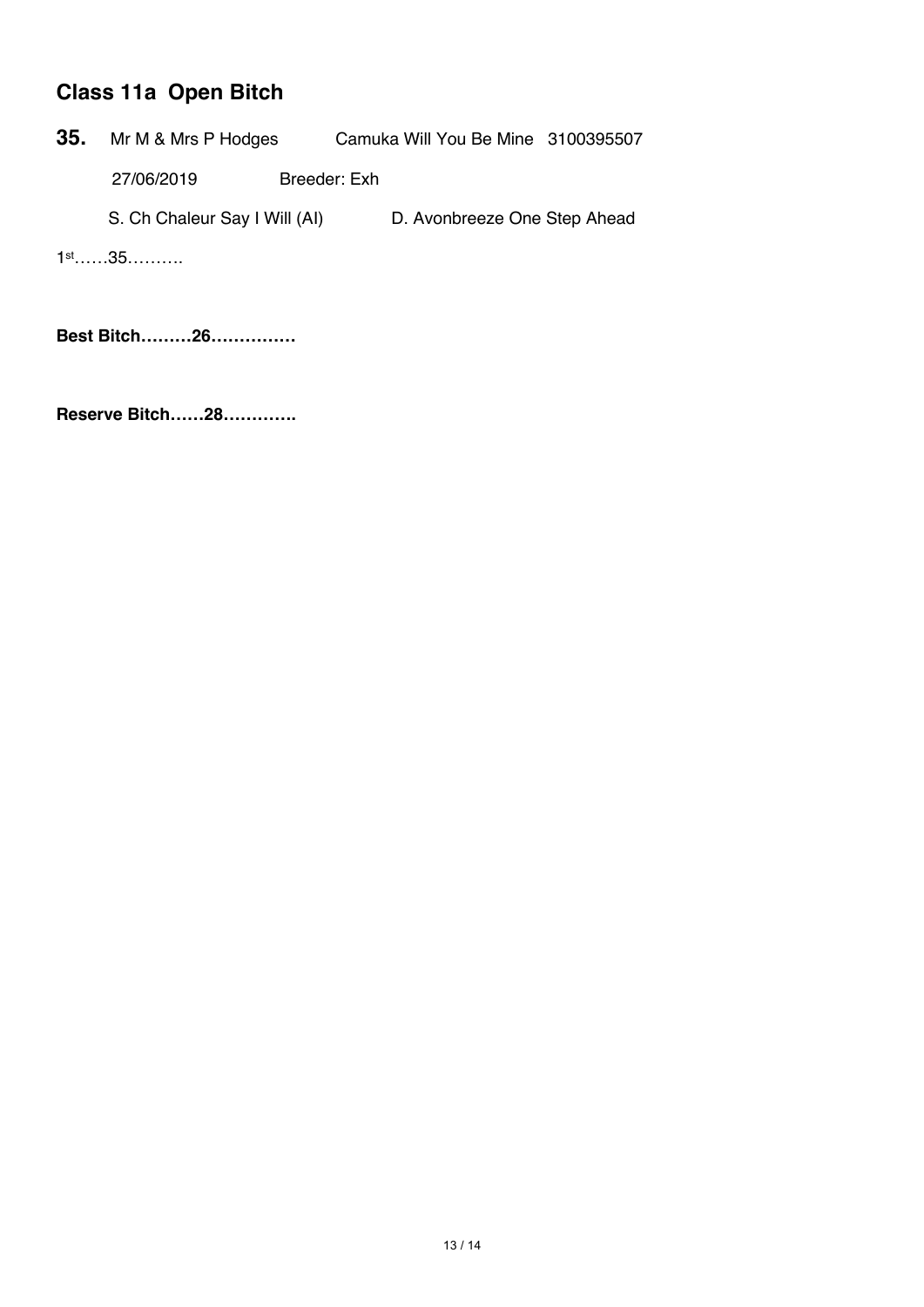## Class 11a Open Bitch

**35.** Mr M & Mrs P Hodges Camuka Will You Be Mine 3100395507

27/06/2019 Breeder: Exh

S. Ch Chaleur Say I Will (AI) D. Avonbreeze One Step Ahead

1st……35……….

**Best Bitch………26……………**

**Reserve Bitch……28………….**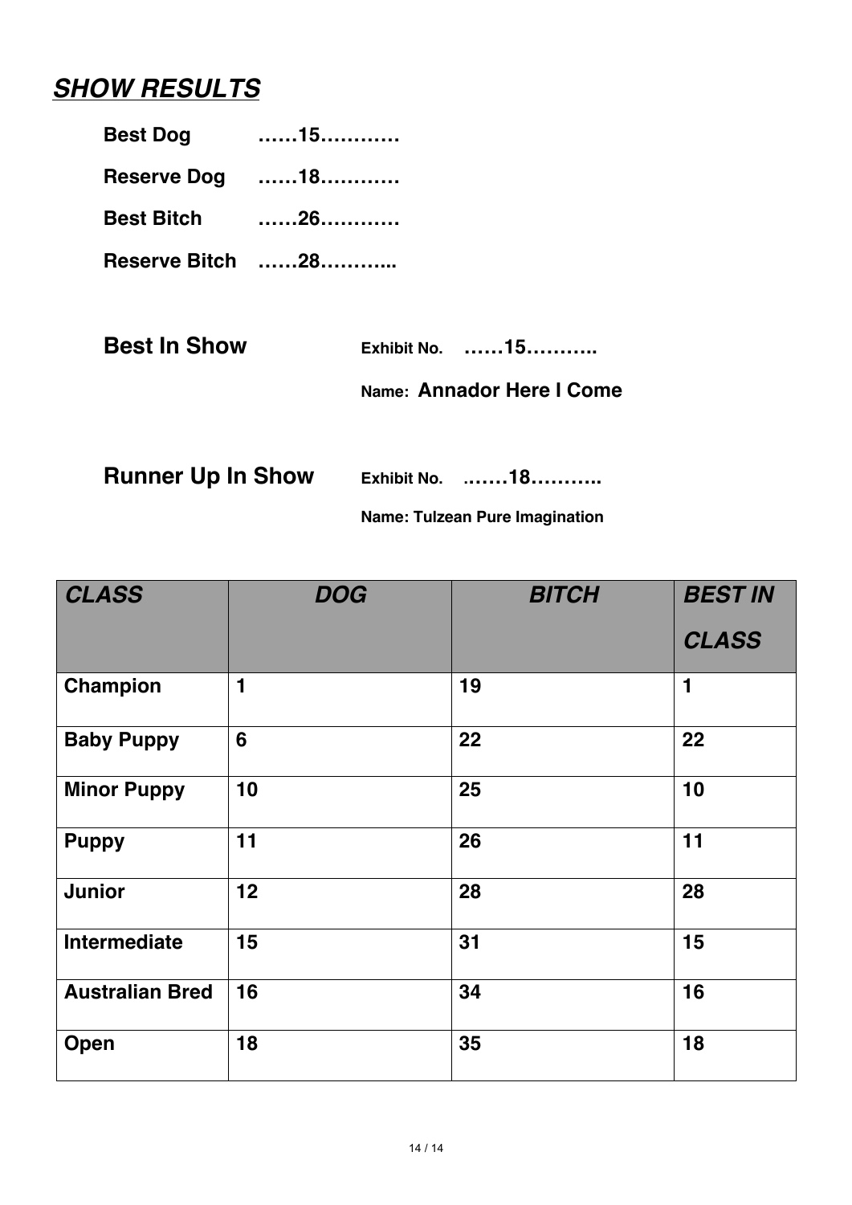## ***SHOW RESULTS***

**Best Dog** ……15…………

**Reserve Dog** ……18…………

**Best Bitch** ……26…………

**Reserve Bitch** ……28………..

**Best In Show** **Exhibit No.** ……15………..

**Name: Annador Here I Come**

**Runner Up In Show** **Exhibit No.** .……18………..

**Name: Tulzean Pure Imagination**

| ***CLASS*** | ***DOG*** | ***BITCH*** | ***BEST IN CLASS*** |
|---|---|---|---|
| **Champion** | **1** | **19** | **1** |
| **Baby Puppy** | **6** | **22** | **22** |
| **Minor Puppy** | **10** | **25** | **10** |
| **Puppy** | **11** | **26** | **11** |
| **Junior** | **12** | **28** | **28** |
| **Intermediate** | **15** | **31** | **15** |
| **Australian Bred** | **16** | **34** | **16** |
| **Open** | **18** | **35** | **18** |